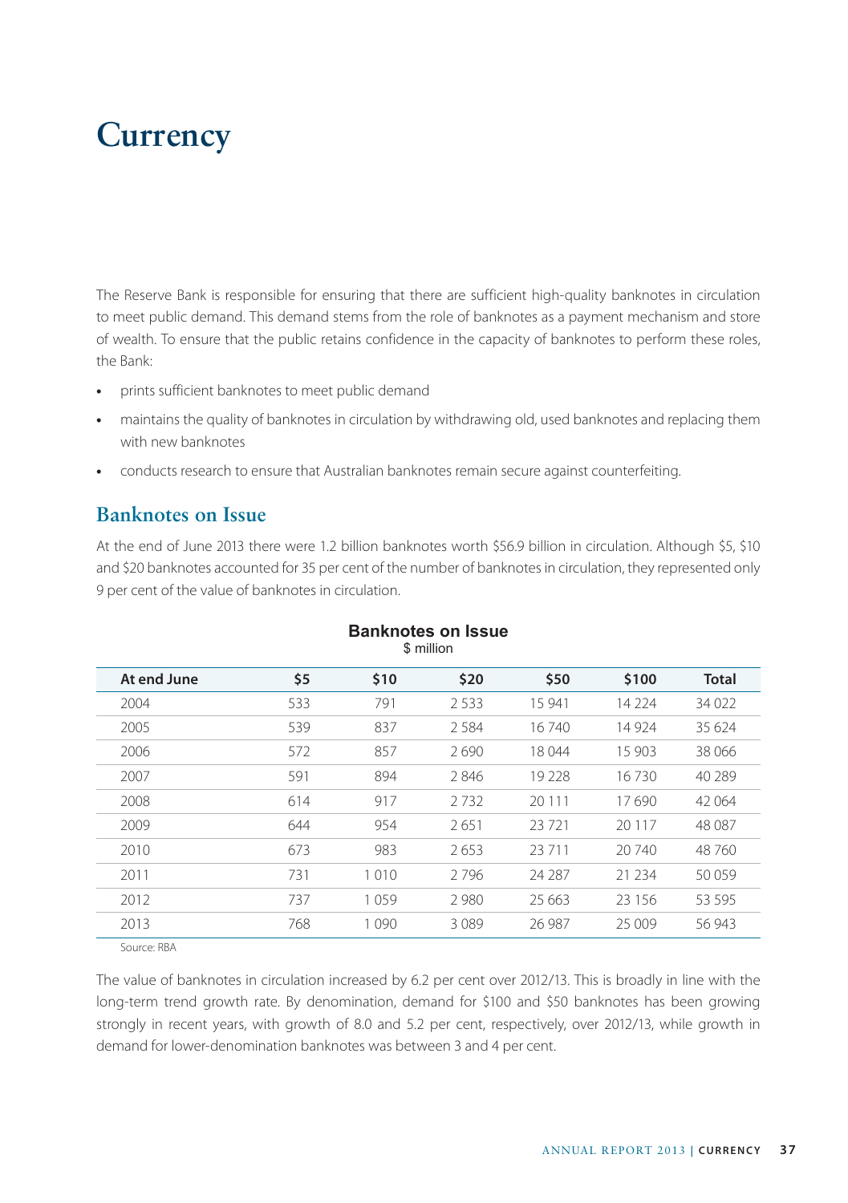# Currency

The Reserve Bank is responsible for ensuring that there are sufficient high-quality banknotes in circulation to meet public demand. This demand stems from the role of banknotes as a payment mechanism and store of wealth. To ensure that the public retains confidence in the capacity of banknotes to perform these roles, the Bank:

- prints sufficient banknotes to meet public demand
- maintains the quality of banknotes in circulation by withdrawing old, used banknotes and replacing them with new banknotes
- conducts research to ensure that Australian banknotes remain secure against counterfeiting.

## Banknotes on Issue

At the end of June 2013 there were 1.2 billion banknotes worth $56.9 billion in circulation. Although $5, $10 and $20 banknotes accounted for 35 per cent of the number of banknotes in circulation, they represented only 9 per cent of the value of banknotes in circulation.

**Banknotes on Issue**
$ million

| At end June | $5 | $10 | $20 | $50 | $100 | Total |
|---|---|---|---|---|---|---|
| 2004 | 533 | 791 | 2 533 | 15 941 | 14 224 | 34 022 |
| 2005 | 539 | 837 | 2 584 | 16 740 | 14 924 | 35 624 |
| 2006 | 572 | 857 | 2 690 | 18 044 | 15 903 | 38 066 |
| 2007 | 591 | 894 | 2 846 | 19 228 | 16 730 | 40 289 |
| 2008 | 614 | 917 | 2 732 | 20 111 | 17 690 | 42 064 |
| 2009 | 644 | 954 | 2 651 | 23 721 | 20 117 | 48 087 |
| 2010 | 673 | 983 | 2 653 | 23 711 | 20 740 | 48 760 |
| 2011 | 731 | 1 010 | 2 796 | 24 287 | 21 234 | 50 059 |
| 2012 | 737 | 1 059 | 2 980 | 25 663 | 23 156 | 53 595 |
| 2013 | 768 | 1 090 | 3 089 | 26 987 | 25 009 | 56 943 |

Source: RBA

The value of banknotes in circulation increased by 6.2 per cent over 2012/13. This is broadly in line with the long-term trend growth rate. By denomination, demand for $100 and $50 banknotes has been growing strongly in recent years, with growth of 8.0 and 5.2 per cent, respectively, over 2012/13, while growth in demand for lower-denomination banknotes was between 3 and 4 per cent.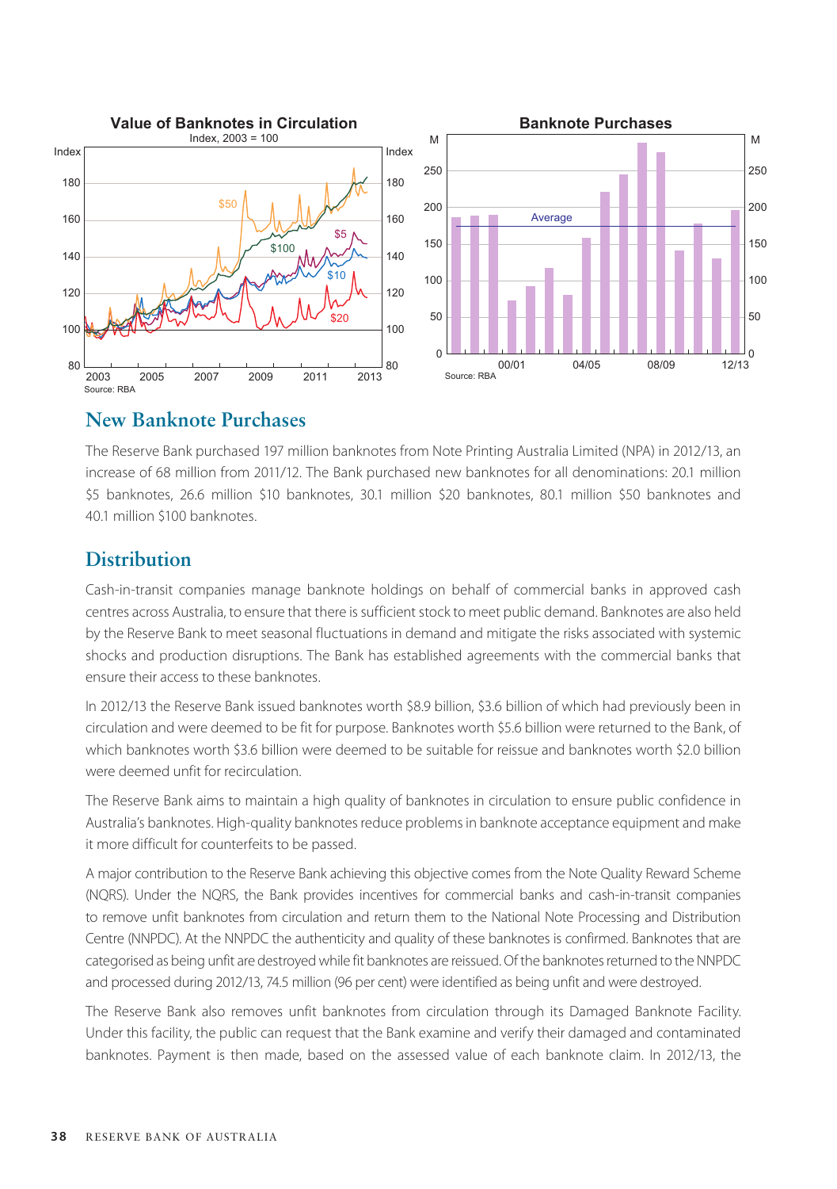Value of Banknotes in Circulation

Index, 2003 = 100

Source: RBA

Banknote Purchases

Source: RBA

## New Banknote Purchases

The Reserve Bank purchased 197 million banknotes from Note Printing Australia Limited (NPA) in 2012/13, an increase of 68 million from 2011/12. The Bank purchased new banknotes for all denominations: 20.1 million $5 banknotes, 26.6 million $10 banknotes, 30.1 million $20 banknotes, 80.1 million $50 banknotes and 40.1 million $100 banknotes.

## Distribution

Cash-in-transit companies manage banknote holdings on behalf of commercial banks in approved cash centres across Australia, to ensure that there is sufficient stock to meet public demand. Banknotes are also held by the Reserve Bank to meet seasonal fluctuations in demand and mitigate the risks associated with systemic shocks and production disruptions. The Bank has established agreements with the commercial banks that ensure their access to these banknotes.

In 2012/13 the Reserve Bank issued banknotes worth $8.9 billion, $3.6 billion of which had previously been in circulation and were deemed to be fit for purpose. Banknotes worth $5.6 billion were returned to the Bank, of which banknotes worth $3.6 billion were deemed to be suitable for reissue and banknotes worth $2.0 billion were deemed unfit for recirculation.

The Reserve Bank aims to maintain a high quality of banknotes in circulation to ensure public confidence in Australia's banknotes. High-quality banknotes reduce problems in banknote acceptance equipment and make it more difficult for counterfeits to be passed.

A major contribution to the Reserve Bank achieving this objective comes from the Note Quality Reward Scheme (NQRS). Under the NQRS, the Bank provides incentives for commercial banks and cash-in-transit companies to remove unfit banknotes from circulation and return them to the National Note Processing and Distribution Centre (NNPDC). At the NNPDC the authenticity and quality of these banknotes is confirmed. Banknotes that are categorised as being unfit are destroyed while fit banknotes are reissued. Of the banknotes returned to the NNPDC and processed during 2012/13, 74.5 million (96 per cent) were identified as being unfit and were destroyed.

The Reserve Bank also removes unfit banknotes from circulation through its Damaged Banknote Facility. Under this facility, the public can request that the Bank examine and verify their damaged and contaminated banknotes. Payment is then made, based on the assessed value of each banknote claim. In 2012/13, the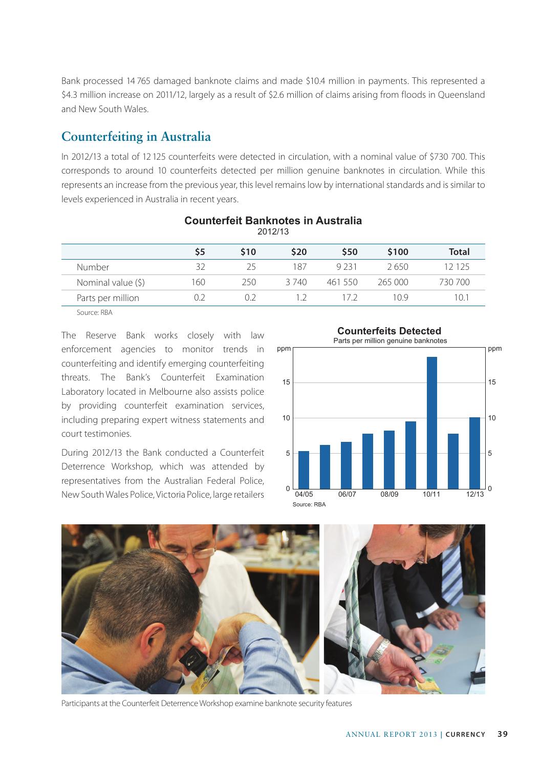Bank processed 14 765 damaged banknote claims and made $10.4 million in payments. This represented a $4.3 million increase on 2011/12, largely as a result of $2.6 million of claims arising from floods in Queensland and New South Wales.

## Counterfeiting in Australia

In 2012/13 a total of 12 125 counterfeits were detected in circulation, with a nominal value of $730 700. This corresponds to around 10 counterfeits detected per million genuine banknotes in circulation. While this represents an increase from the previous year, this level remains low by international standards and is similar to levels experienced in Australia in recent years.

**Counterfeit Banknotes in Australia**
2012/13

| | $5 | $10 | $20 | $50 | $100 | Total |
|---|---|---|---|---|---|---|
| Number | 32 | 25 | 187 | 9 231 | 2 650 | 12 125 |
| Nominal value ($) | 160 | 250 | 3 740 | 461 550 | 265 000 | 730 700 |
| Parts per million | 0.2 | 0.2 | 1.2 | 17.2 | 10.9 | 10.1 |

Source: RBA

The Reserve Bank works closely with law enforcement agencies to monitor trends in counterfeiting and identify emerging counterfeiting threats. The Bank's Counterfeit Examination Laboratory located in Melbourne also assists police by providing counterfeit examination services, including preparing expert witness statements and court testimonies.

During 2012/13 the Bank conducted a Counterfeit Deterrence Workshop, which was attended by representatives from the Australian Federal Police, New South Wales Police, Victoria Police, large retailers

**Counterfeits Detected**
Parts per million genuine banknotes

Source: RBA

Participants at the Counterfeit Deterrence Workshop examine banknote security features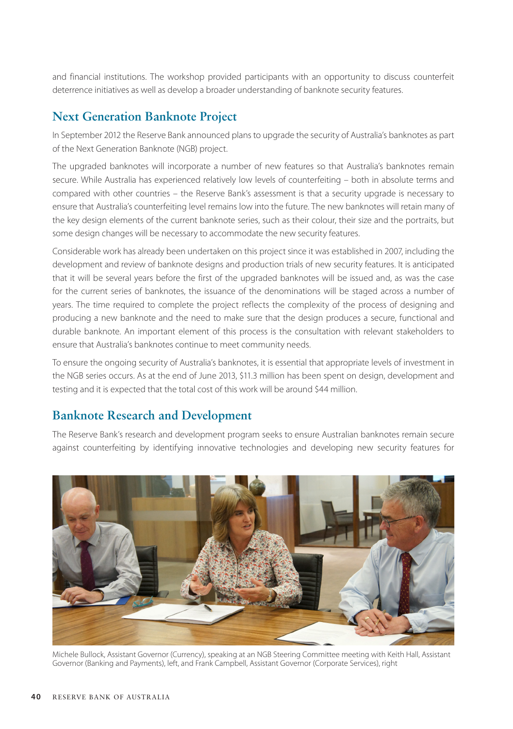and financial institutions. The workshop provided participants with an opportunity to discuss counterfeit deterrence initiatives as well as develop a broader understanding of banknote security features.

## Next Generation Banknote Project

In September 2012 the Reserve Bank announced plans to upgrade the security of Australia's banknotes as part of the Next Generation Banknote (NGB) project.

The upgraded banknotes will incorporate a number of new features so that Australia's banknotes remain secure. While Australia has experienced relatively low levels of counterfeiting – both in absolute terms and compared with other countries – the Reserve Bank's assessment is that a security upgrade is necessary to ensure that Australia's counterfeiting level remains low into the future. The new banknotes will retain many of the key design elements of the current banknote series, such as their colour, their size and the portraits, but some design changes will be necessary to accommodate the new security features.

Considerable work has already been undertaken on this project since it was established in 2007, including the development and review of banknote designs and production trials of new security features. It is anticipated that it will be several years before the first of the upgraded banknotes will be issued and, as was the case for the current series of banknotes, the issuance of the denominations will be staged across a number of years. The time required to complete the project reflects the complexity of the process of designing and producing a new banknote and the need to make sure that the design produces a secure, functional and durable banknote. An important element of this process is the consultation with relevant stakeholders to ensure that Australia's banknotes continue to meet community needs.

To ensure the ongoing security of Australia's banknotes, it is essential that appropriate levels of investment in the NGB series occurs. As at the end of June 2013, $11.3 million has been spent on design, development and testing and it is expected that the total cost of this work will be around $44 million.

## Banknote Research and Development

The Reserve Bank's research and development program seeks to ensure Australian banknotes remain secure against counterfeiting by identifying innovative technologies and developing new security features for

Michele Bullock, Assistant Governor (Currency), speaking at an NGB Steering Committee meeting with Keith Hall, Assistant Governor (Banking and Payments), left, and Frank Campbell, Assistant Governor (Corporate Services), right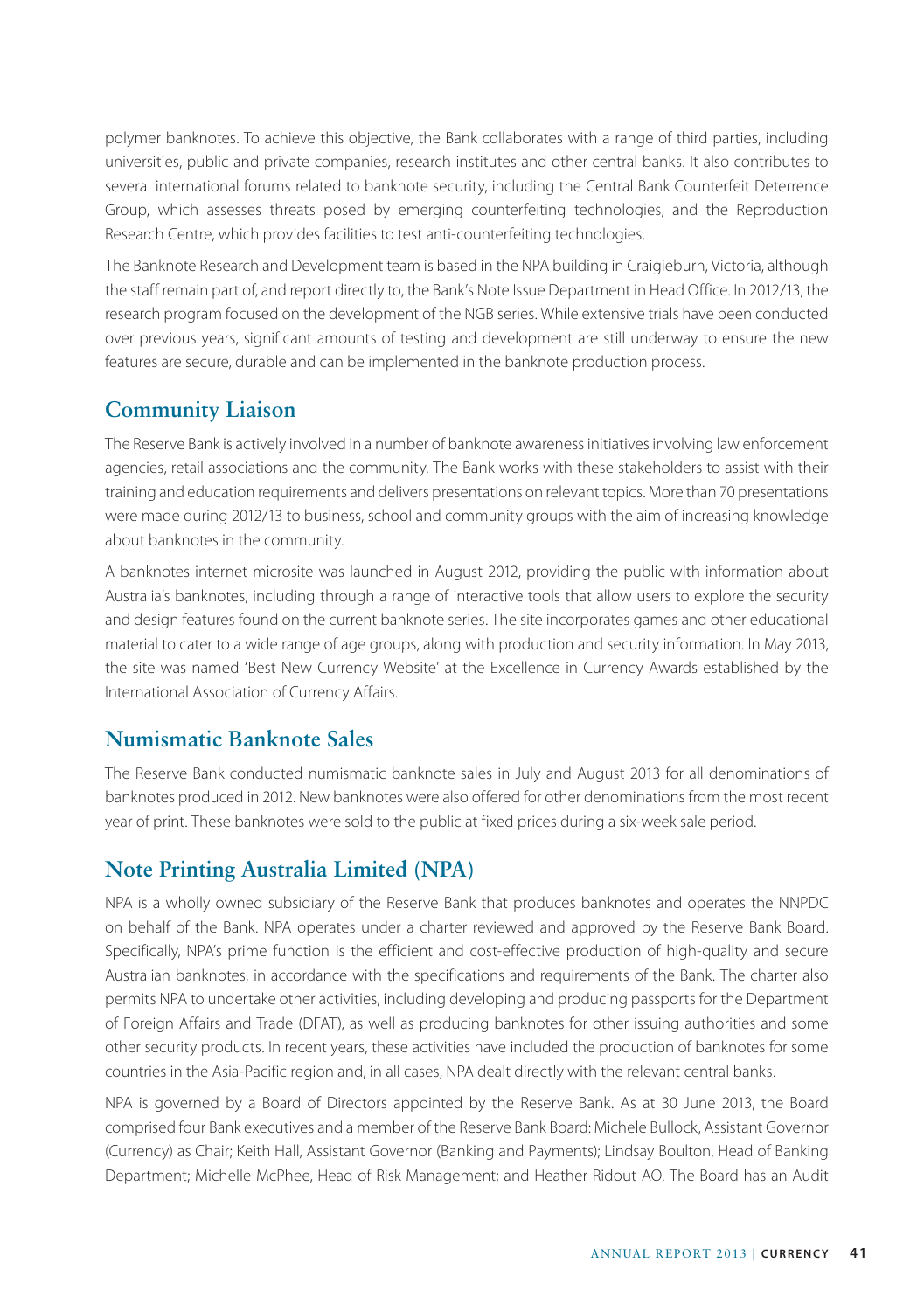polymer banknotes. To achieve this objective, the Bank collaborates with a range of third parties, including universities, public and private companies, research institutes and other central banks. It also contributes to several international forums related to banknote security, including the Central Bank Counterfeit Deterrence Group, which assesses threats posed by emerging counterfeiting technologies, and the Reproduction Research Centre, which provides facilities to test anti-counterfeiting technologies.

The Banknote Research and Development team is based in the NPA building in Craigieburn, Victoria, although the staff remain part of, and report directly to, the Bank's Note Issue Department in Head Office. In 2012/13, the research program focused on the development of the NGB series. While extensive trials have been conducted over previous years, significant amounts of testing and development are still underway to ensure the new features are secure, durable and can be implemented in the banknote production process.

## Community Liaison

The Reserve Bank is actively involved in a number of banknote awareness initiatives involving law enforcement agencies, retail associations and the community. The Bank works with these stakeholders to assist with their training and education requirements and delivers presentations on relevant topics. More than 70 presentations were made during 2012/13 to business, school and community groups with the aim of increasing knowledge about banknotes in the community.

A banknotes internet microsite was launched in August 2012, providing the public with information about Australia's banknotes, including through a range of interactive tools that allow users to explore the security and design features found on the current banknote series. The site incorporates games and other educational material to cater to a wide range of age groups, along with production and security information. In May 2013, the site was named 'Best New Currency Website' at the Excellence in Currency Awards established by the International Association of Currency Affairs.

## Numismatic Banknote Sales

The Reserve Bank conducted numismatic banknote sales in July and August 2013 for all denominations of banknotes produced in 2012. New banknotes were also offered for other denominations from the most recent year of print. These banknotes were sold to the public at fixed prices during a six-week sale period.

## Note Printing Australia Limited (NPA)

NPA is a wholly owned subsidiary of the Reserve Bank that produces banknotes and operates the NNPDC on behalf of the Bank. NPA operates under a charter reviewed and approved by the Reserve Bank Board. Specifically, NPA's prime function is the efficient and cost-effective production of high-quality and secure Australian banknotes, in accordance with the specifications and requirements of the Bank. The charter also permits NPA to undertake other activities, including developing and producing passports for the Department of Foreign Affairs and Trade (DFAT), as well as producing banknotes for other issuing authorities and some other security products. In recent years, these activities have included the production of banknotes for some countries in the Asia-Pacific region and, in all cases, NPA dealt directly with the relevant central banks.

NPA is governed by a Board of Directors appointed by the Reserve Bank. As at 30 June 2013, the Board comprised four Bank executives and a member of the Reserve Bank Board: Michele Bullock, Assistant Governor (Currency) as Chair; Keith Hall, Assistant Governor (Banking and Payments); Lindsay Boulton, Head of Banking Department; Michelle McPhee, Head of Risk Management; and Heather Ridout AO. The Board has an Audit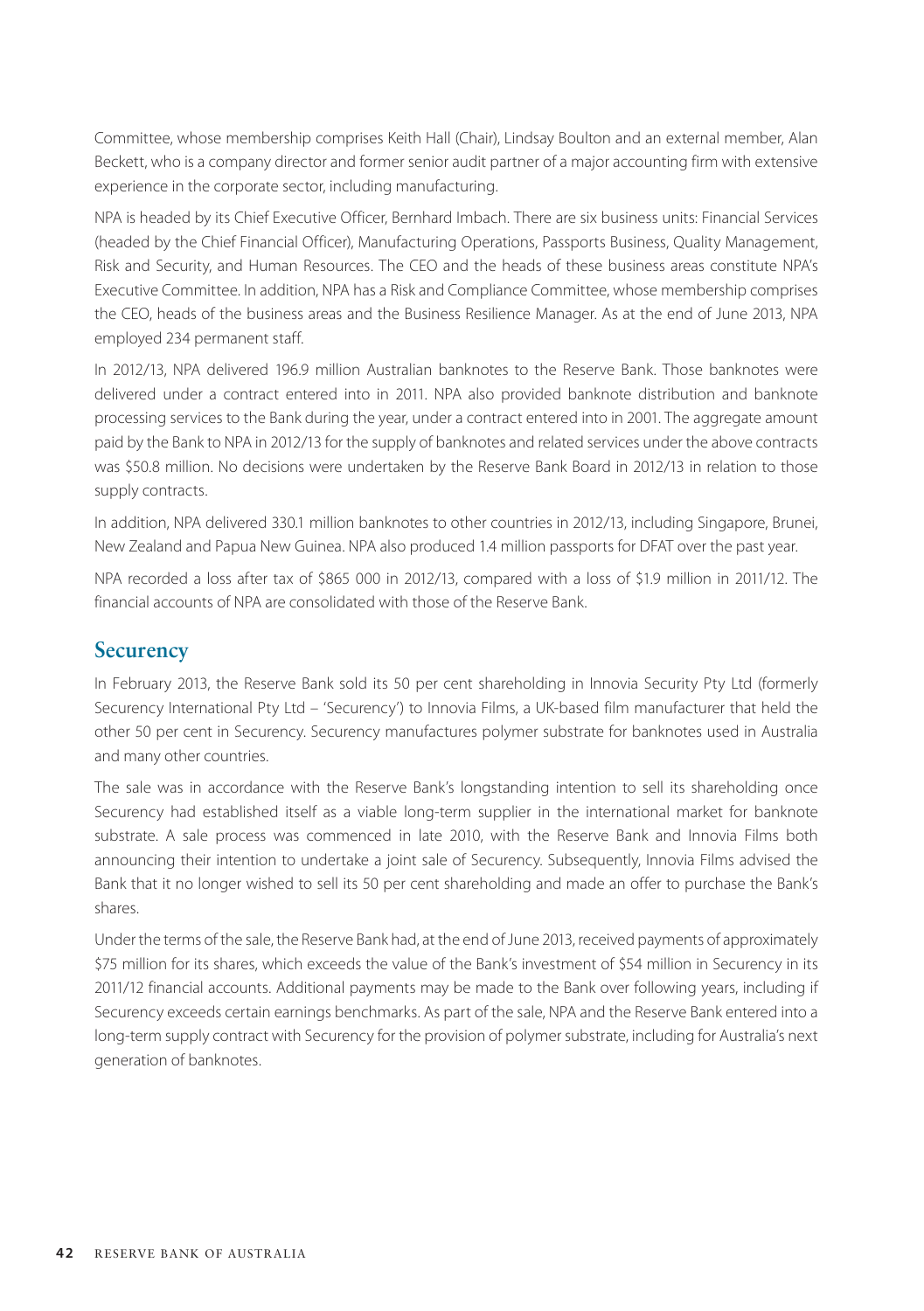Committee, whose membership comprises Keith Hall (Chair), Lindsay Boulton and an external member, Alan Beckett, who is a company director and former senior audit partner of a major accounting firm with extensive experience in the corporate sector, including manufacturing.

NPA is headed by its Chief Executive Officer, Bernhard Imbach. There are six business units: Financial Services (headed by the Chief Financial Officer), Manufacturing Operations, Passports Business, Quality Management, Risk and Security, and Human Resources. The CEO and the heads of these business areas constitute NPA's Executive Committee. In addition, NPA has a Risk and Compliance Committee, whose membership comprises the CEO, heads of the business areas and the Business Resilience Manager. As at the end of June 2013, NPA employed 234 permanent staff.

In 2012/13, NPA delivered 196.9 million Australian banknotes to the Reserve Bank. Those banknotes were delivered under a contract entered into in 2011. NPA also provided banknote distribution and banknote processing services to the Bank during the year, under a contract entered into in 2001. The aggregate amount paid by the Bank to NPA in 2012/13 for the supply of banknotes and related services under the above contracts was $50.8 million. No decisions were undertaken by the Reserve Bank Board in 2012/13 in relation to those supply contracts.

In addition, NPA delivered 330.1 million banknotes to other countries in 2012/13, including Singapore, Brunei, New Zealand and Papua New Guinea. NPA also produced 1.4 million passports for DFAT over the past year.

NPA recorded a loss after tax of $865 000 in 2012/13, compared with a loss of $1.9 million in 2011/12. The financial accounts of NPA are consolidated with those of the Reserve Bank.

## Securency

In February 2013, the Reserve Bank sold its 50 per cent shareholding in Innovia Security Pty Ltd (formerly Securency International Pty Ltd – 'Securency') to Innovia Films, a UK-based film manufacturer that held the other 50 per cent in Securency. Securency manufactures polymer substrate for banknotes used in Australia and many other countries.

The sale was in accordance with the Reserve Bank's longstanding intention to sell its shareholding once Securency had established itself as a viable long-term supplier in the international market for banknote substrate. A sale process was commenced in late 2010, with the Reserve Bank and Innovia Films both announcing their intention to undertake a joint sale of Securency. Subsequently, Innovia Films advised the Bank that it no longer wished to sell its 50 per cent shareholding and made an offer to purchase the Bank's shares.

Under the terms of the sale, the Reserve Bank had, at the end of June 2013, received payments of approximately $75 million for its shares, which exceeds the value of the Bank's investment of $54 million in Securency in its 2011/12 financial accounts. Additional payments may be made to the Bank over following years, including if Securency exceeds certain earnings benchmarks. As part of the sale, NPA and the Reserve Bank entered into a long-term supply contract with Securency for the provision of polymer substrate, including for Australia's next generation of banknotes.